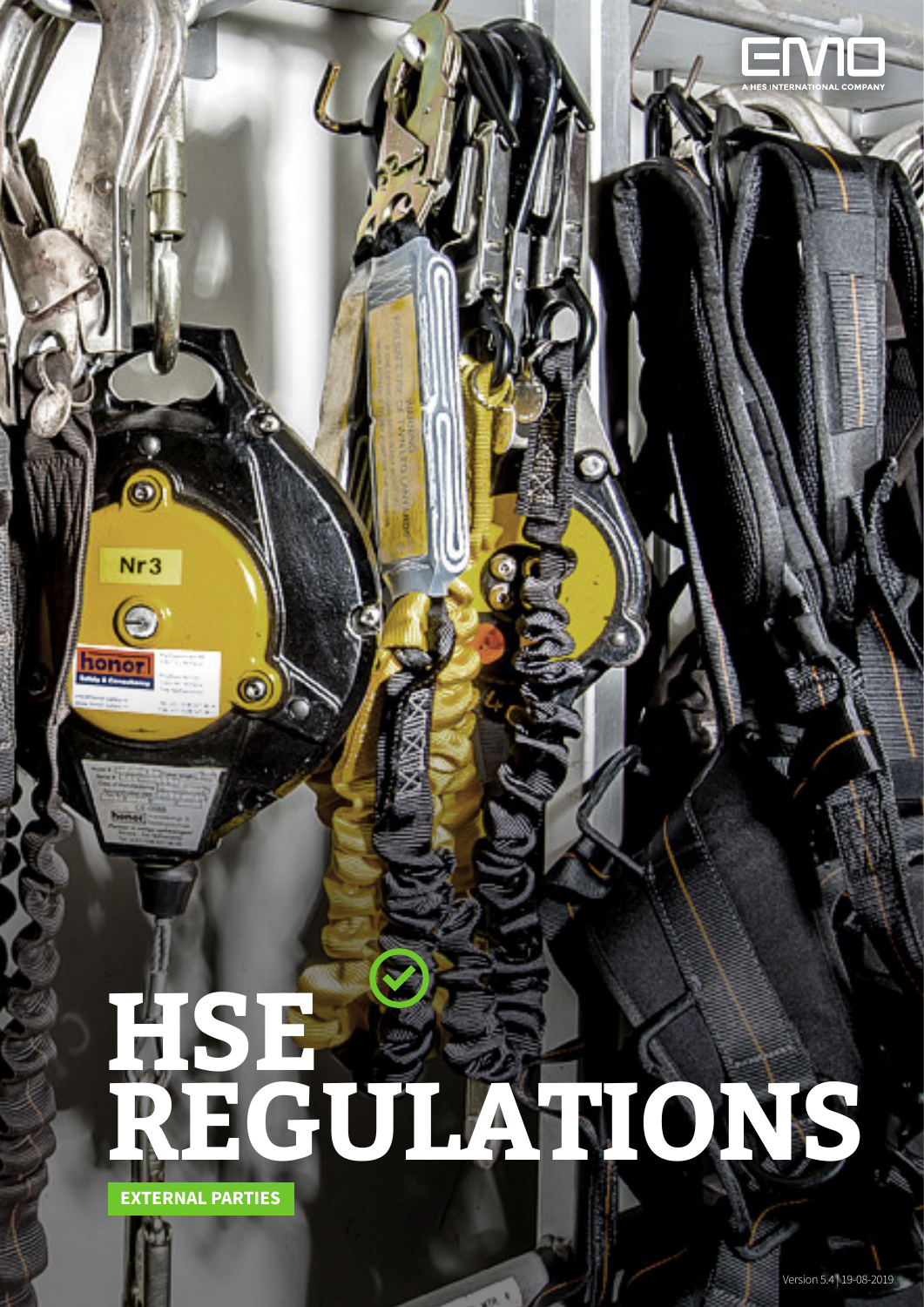EMO

A HES INTERNATIONAL COMPANY

# HSE REGULATIONS

**EXTERNAL PARTIES**

Version 5.4 | 19-08-2019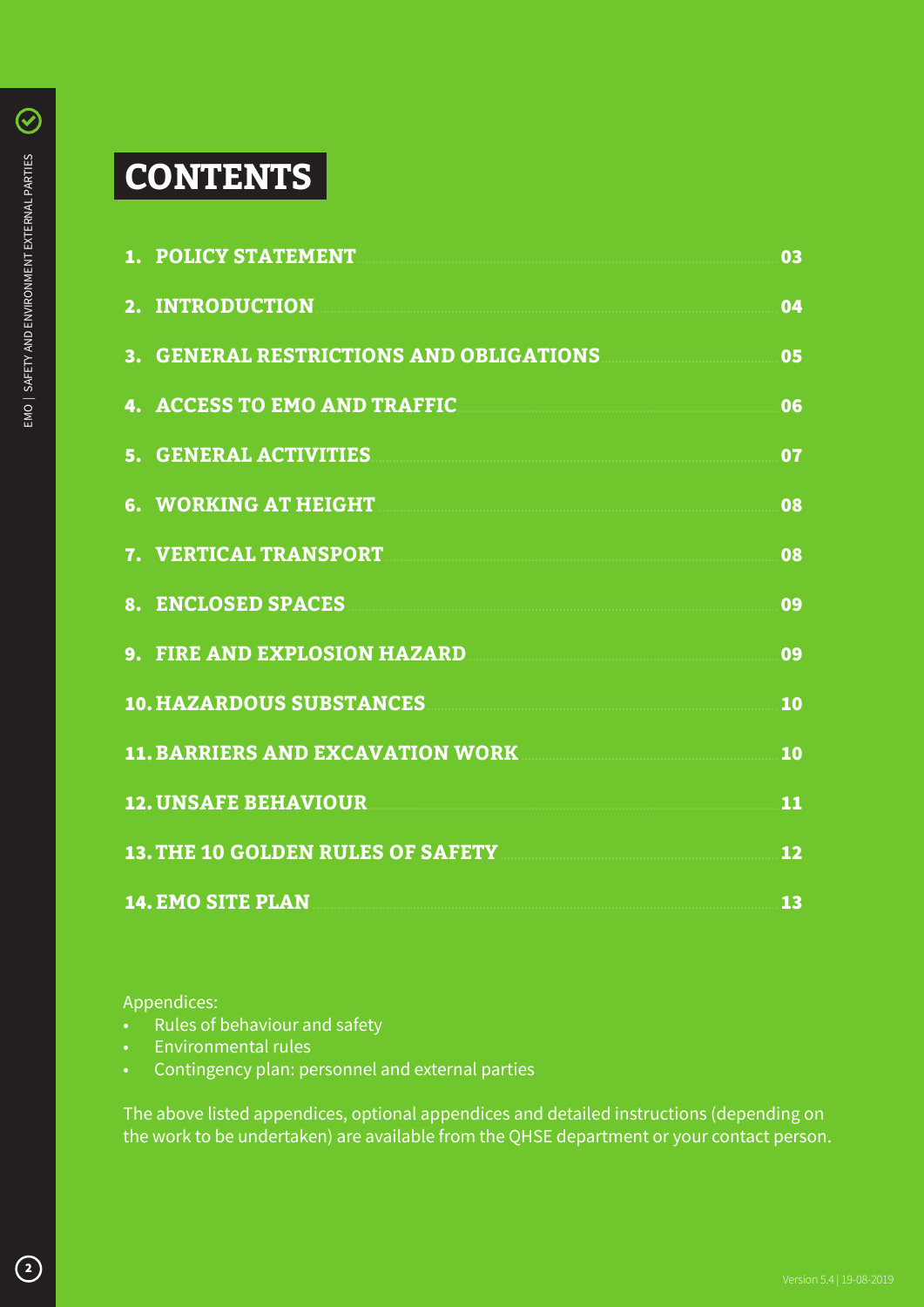# CONTENTS

| | |
|---|---|
| 1. POLICY STATEMENT | 03 |
| 2. INTRODUCTION | 04 |
| 3. GENERAL RESTRICTIONS AND OBLIGATIONS | 05 |
| 4. ACCESS TO EMO AND TRAFFIC | 06 |
| 5. GENERAL ACTIVITIES | 07 |
| 6. WORKING AT HEIGHT | 08 |
| 7. VERTICAL TRANSPORT | 08 |
| 8. ENCLOSED SPACES | 09 |
| 9. FIRE AND EXPLOSION HAZARD | 09 |
| 10. HAZARDOUS SUBSTANCES | 10 |
| 11. BARRIERS AND EXCAVATION WORK | 10 |
| 12. UNSAFE BEHAVIOUR | 11 |
| 13. THE 10 GOLDEN RULES OF SAFETY | 12 |
| 14. EMO SITE PLAN | 13 |

Appendices:

- Rules of behaviour and safety
- Environmental rules
- Contingency plan: personnel and external parties

The above listed appendices, optional appendices and detailed instructions (depending on the work to be undertaken) are available from the QHSE department or your contact person.

Version 5.4 | 19-08-2019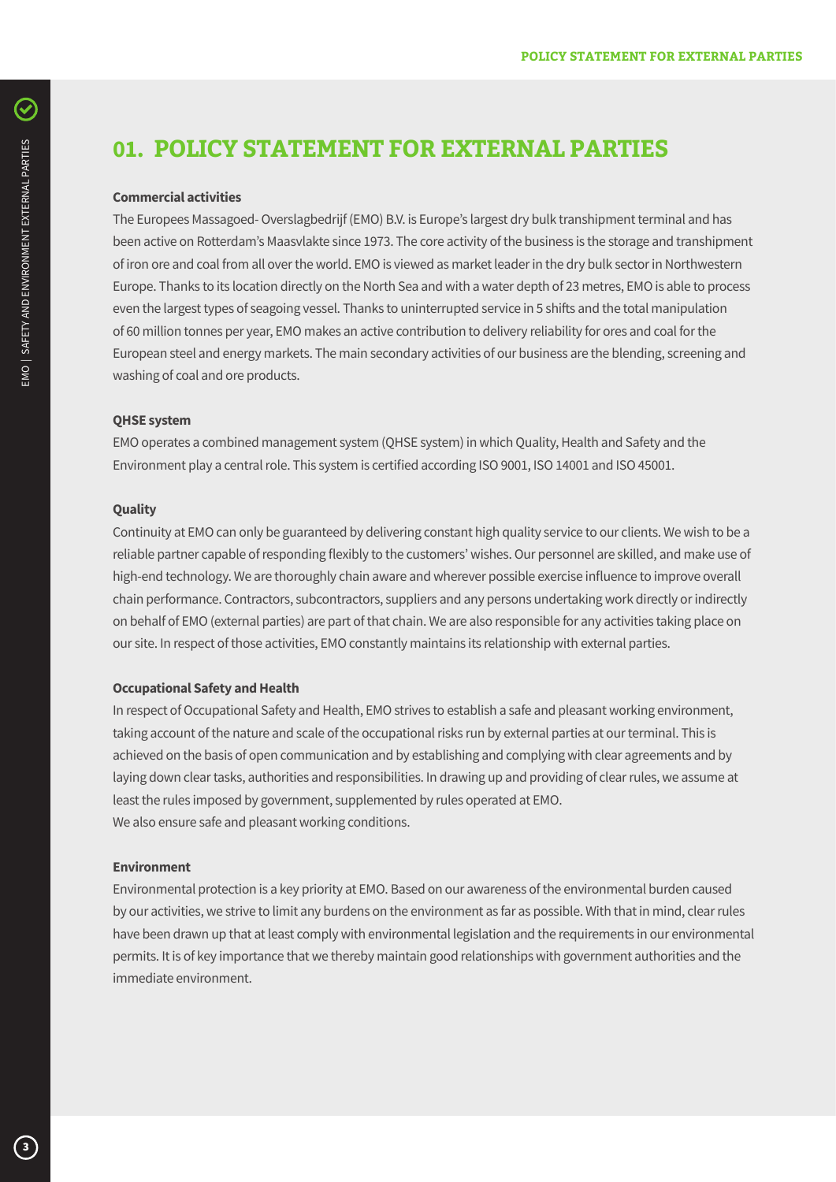# 01. POLICY STATEMENT FOR EXTERNAL PARTIES

**Commercial activities**

The Europees Massagoed- Overslagbedrijf (EMO) B.V. is Europe's largest dry bulk transhipment terminal and has been active on Rotterdam's Maasvlakte since 1973. The core activity of the business is the storage and transhipment of iron ore and coal from all over the world. EMO is viewed as market leader in the dry bulk sector in Northwestern Europe. Thanks to its location directly on the North Sea and with a water depth of 23 metres, EMO is able to process even the largest types of seagoing vessel. Thanks to uninterrupted service in 5 shifts and the total manipulation of 60 million tonnes per year, EMO makes an active contribution to delivery reliability for ores and coal for the European steel and energy markets. The main secondary activities of our business are the blending, screening and washing of coal and ore products.

**QHSE system**

EMO operates a combined management system (QHSE system) in which Quality, Health and Safety and the Environment play a central role. This system is certified according ISO 9001, ISO 14001 and ISO 45001.

**Quality**

Continuity at EMO can only be guaranteed by delivering constant high quality service to our clients. We wish to be a reliable partner capable of responding flexibly to the customers' wishes. Our personnel are skilled, and make use of high-end technology. We are thoroughly chain aware and wherever possible exercise influence to improve overall chain performance. Contractors, subcontractors, suppliers and any persons undertaking work directly or indirectly on behalf of EMO (external parties) are part of that chain. We are also responsible for any activities taking place on our site. In respect of those activities, EMO constantly maintains its relationship with external parties.

**Occupational Safety and Health**

In respect of Occupational Safety and Health, EMO strives to establish a safe and pleasant working environment, taking account of the nature and scale of the occupational risks run by external parties at our terminal. This is achieved on the basis of open communication and by establishing and complying with clear agreements and by laying down clear tasks, authorities and responsibilities. In drawing up and providing of clear rules, we assume at least the rules imposed by government, supplemented by rules operated at EMO.
We also ensure safe and pleasant working conditions.

**Environment**

Environmental protection is a key priority at EMO. Based on our awareness of the environmental burden caused by our activities, we strive to limit any burdens on the environment as far as possible. With that in mind, clear rules have been drawn up that at least comply with environmental legislation and the requirements in our environmental permits. It is of key importance that we thereby maintain good relationships with government authorities and the immediate environment.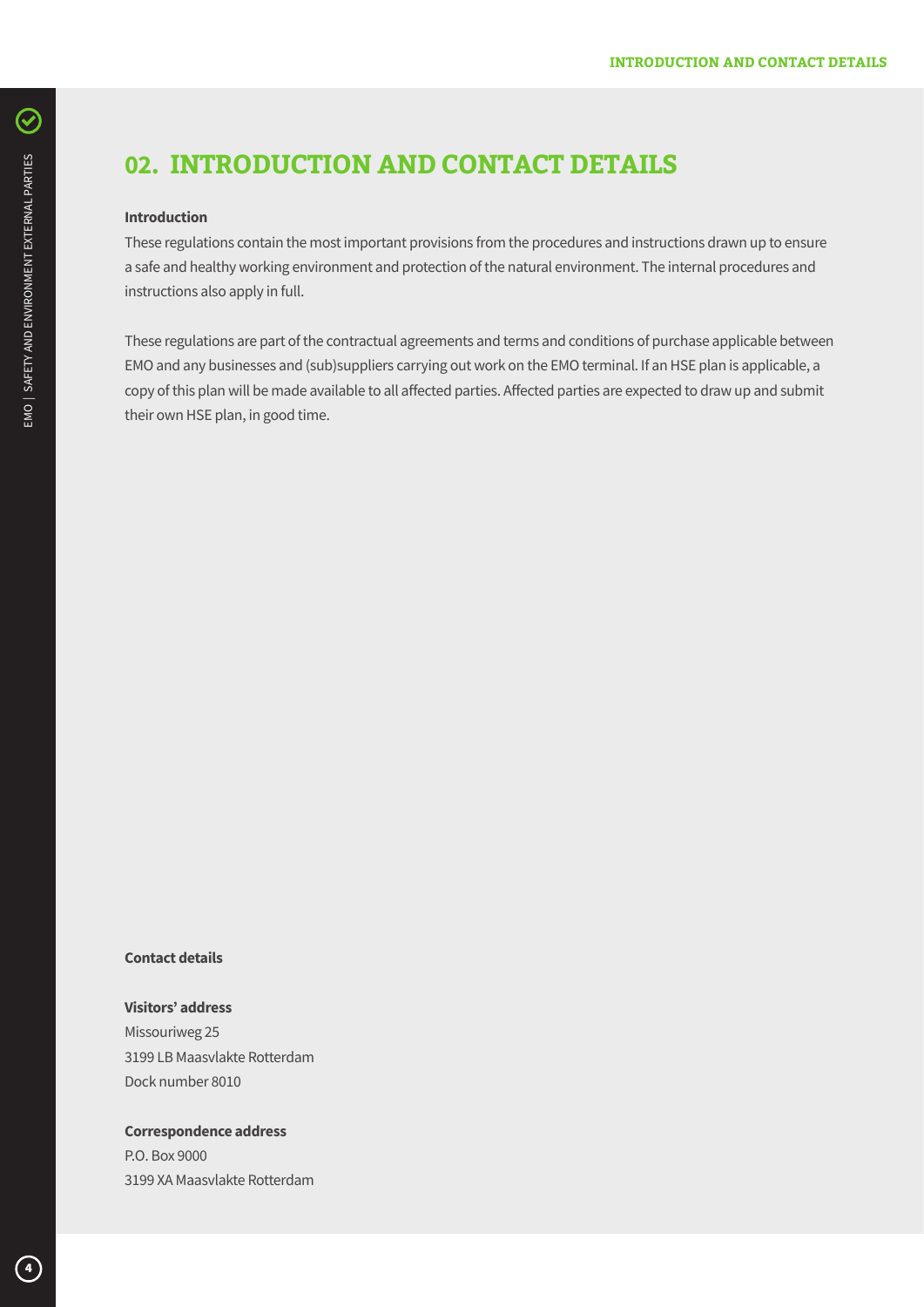# 02. INTRODUCTION AND CONTACT DETAILS

**Introduction**

These regulations contain the most important provisions from the procedures and instructions drawn up to ensure a safe and healthy working environment and protection of the natural environment. The internal procedures and instructions also apply in full.

These regulations are part of the contractual agreements and terms and conditions of purchase applicable between EMO and any businesses and (sub)suppliers carrying out work on the EMO terminal. If an HSE plan is applicable, a copy of this plan will be made available to all affected parties. Affected parties are expected to draw up and submit their own HSE plan, in good time.

**Contact details**

**Visitors' address**
Missouriweg 25
3199 LB Maasvlakte Rotterdam
Dock number 8010

**Correspondence address**
P.O. Box 9000
3199 XA Maasvlakte Rotterdam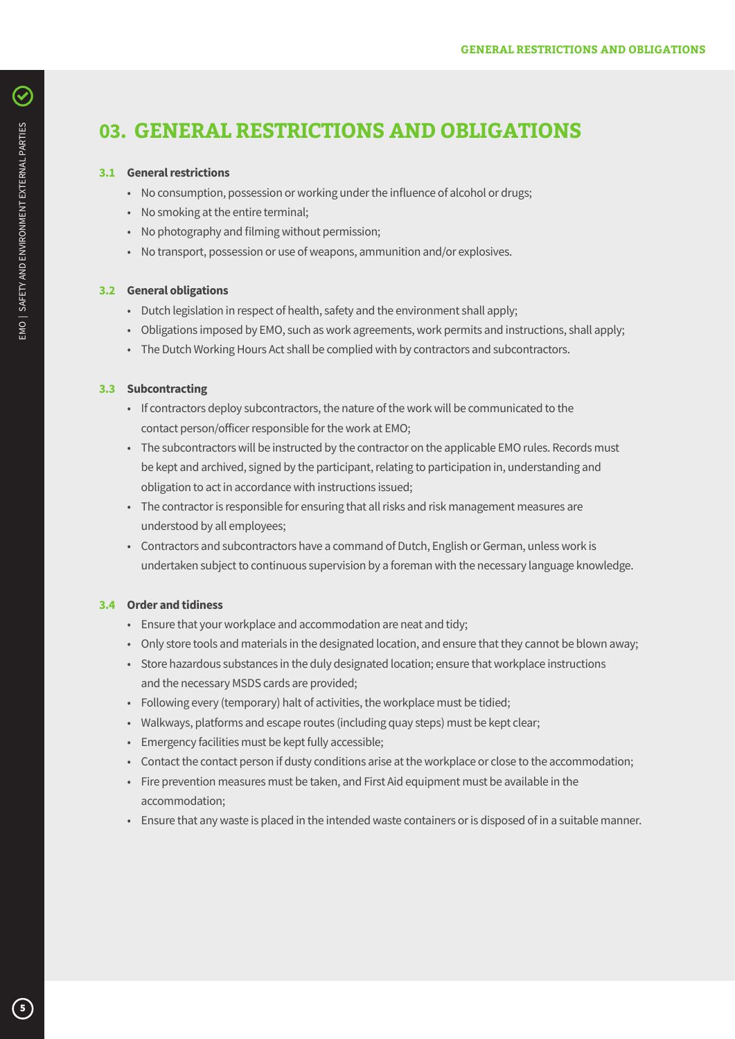# 03. GENERAL RESTRICTIONS AND OBLIGATIONS

### 3.1 General restrictions

- No consumption, possession or working under the influence of alcohol or drugs;
- No smoking at the entire terminal;
- No photography and filming without permission;
- No transport, possession or use of weapons, ammunition and/or explosives.

### 3.2 General obligations

- Dutch legislation in respect of health, safety and the environment shall apply;
- Obligations imposed by EMO, such as work agreements, work permits and instructions, shall apply;
- The Dutch Working Hours Act shall be complied with by contractors and subcontractors.

### 3.3 Subcontracting

- If contractors deploy subcontractors, the nature of the work will be communicated to the contact person/officer responsible for the work at EMO;
- The subcontractors will be instructed by the contractor on the applicable EMO rules. Records must be kept and archived, signed by the participant, relating to participation in, understanding and obligation to act in accordance with instructions issued;
- The contractor is responsible for ensuring that all risks and risk management measures are understood by all employees;
- Contractors and subcontractors have a command of Dutch, English or German, unless work is undertaken subject to continuous supervision by a foreman with the necessary language knowledge.

### 3.4 Order and tidiness

- Ensure that your workplace and accommodation are neat and tidy;
- Only store tools and materials in the designated location, and ensure that they cannot be blown away;
- Store hazardous substances in the duly designated location; ensure that workplace instructions and the necessary MSDS cards are provided;
- Following every (temporary) halt of activities, the workplace must be tidied;
- Walkways, platforms and escape routes (including quay steps) must be kept clear;
- Emergency facilities must be kept fully accessible;
- Contact the contact person if dusty conditions arise at the workplace or close to the accommodation;
- Fire prevention measures must be taken, and First Aid equipment must be available in the accommodation;
- Ensure that any waste is placed in the intended waste containers or is disposed of in a suitable manner.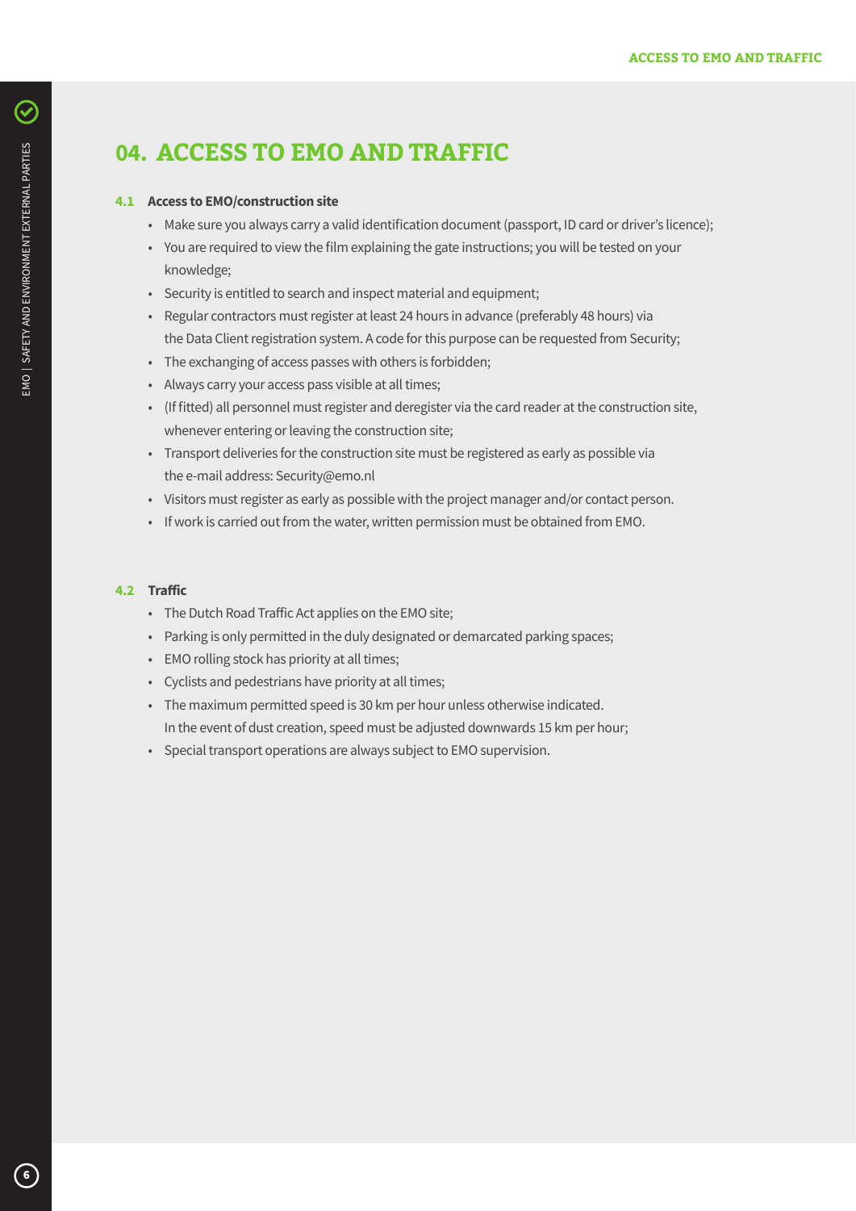# 04. ACCESS TO EMO AND TRAFFIC

### 4.1 Access to EMO/construction site

- Make sure you always carry a valid identification document (passport, ID card or driver's licence);
- You are required to view the film explaining the gate instructions; you will be tested on your knowledge;
- Security is entitled to search and inspect material and equipment;
- Regular contractors must register at least 24 hours in advance (preferably 48 hours) via the Data Client registration system. A code for this purpose can be requested from Security;
- The exchanging of access passes with others is forbidden;
- Always carry your access pass visible at all times;
- (If fitted) all personnel must register and deregister via the card reader at the construction site, whenever entering or leaving the construction site;
- Transport deliveries for the construction site must be registered as early as possible via the e-mail address: Security@emo.nl
- Visitors must register as early as possible with the project manager and/or contact person.
- If work is carried out from the water, written permission must be obtained from EMO.

### 4.2 Traffic

- The Dutch Road Traffic Act applies on the EMO site;
- Parking is only permitted in the duly designated or demarcated parking spaces;
- EMO rolling stock has priority at all times;
- Cyclists and pedestrians have priority at all times;
- The maximum permitted speed is 30 km per hour unless otherwise indicated. In the event of dust creation, speed must be adjusted downwards 15 km per hour;
- Special transport operations are always subject to EMO supervision.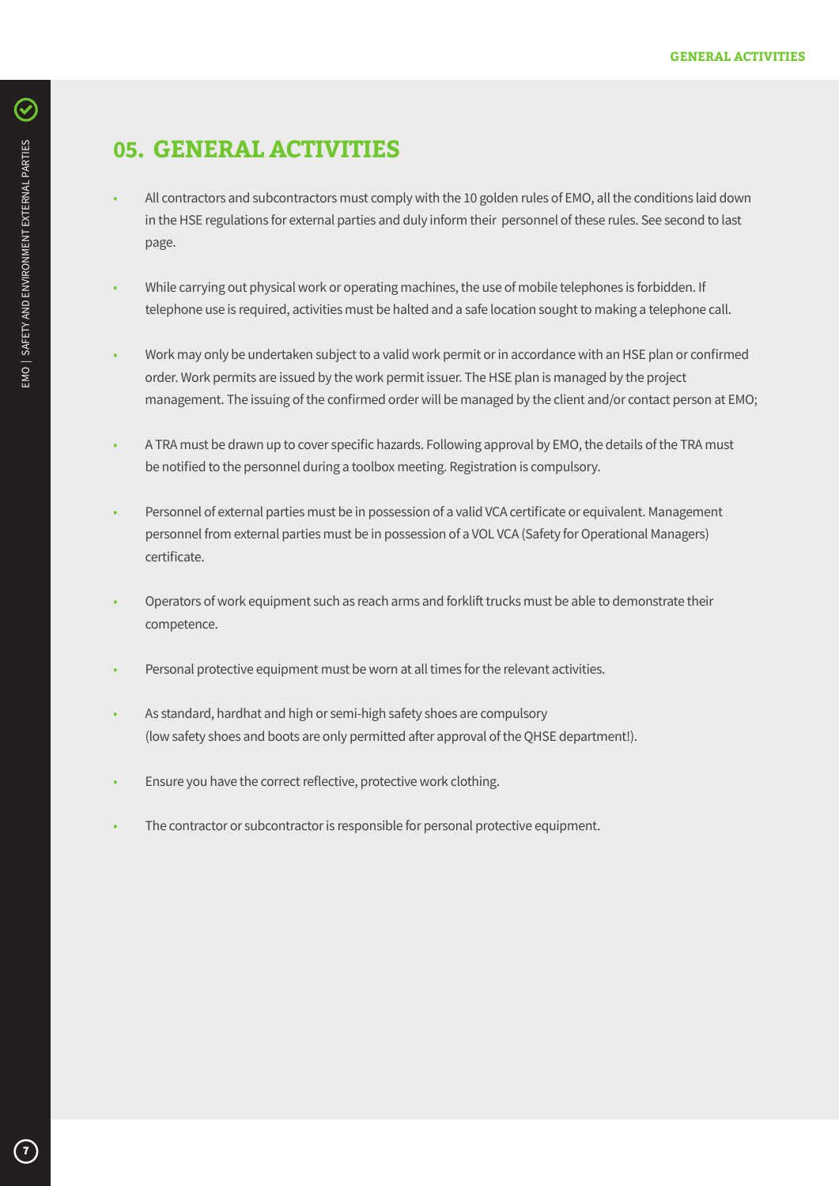# 05. GENERAL ACTIVITIES

- All contractors and subcontractors must comply with the 10 golden rules of EMO, all the conditions laid down in the HSE regulations for external parties and duly inform their personnel of these rules. See second to last page.

- While carrying out physical work or operating machines, the use of mobile telephones is forbidden. If telephone use is required, activities must be halted and a safe location sought to making a telephone call.

- Work may only be undertaken subject to a valid work permit or in accordance with an HSE plan or confirmed order. Work permits are issued by the work permit issuer. The HSE plan is managed by the project management. The issuing of the confirmed order will be managed by the client and/or contact person at EMO;

- A TRA must be drawn up to cover specific hazards. Following approval by EMO, the details of the TRA must be notified to the personnel during a toolbox meeting. Registration is compulsory.

- Personnel of external parties must be in possession of a valid VCA certificate or equivalent. Management personnel from external parties must be in possession of a VOL VCA (Safety for Operational Managers) certificate.

- Operators of work equipment such as reach arms and forklift trucks must be able to demonstrate their competence.

- Personal protective equipment must be worn at all times for the relevant activities.

- As standard, hardhat and high or semi-high safety shoes are compulsory (low safety shoes and boots are only permitted after approval of the QHSE department!).

- Ensure you have the correct reflective, protective work clothing.

- The contractor or subcontractor is responsible for personal protective equipment.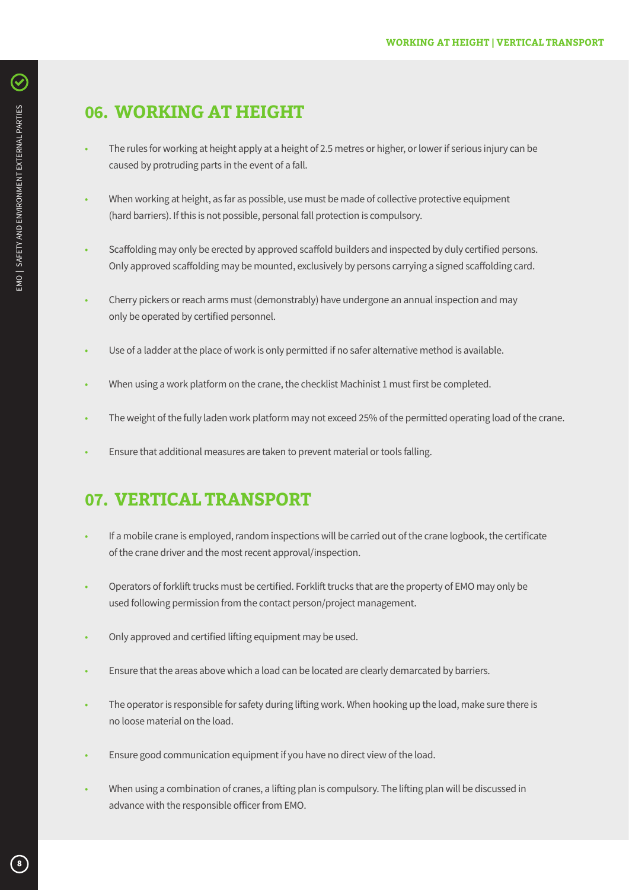## 06. WORKING AT HEIGHT

- The rules for working at height apply at a height of 2.5 metres or higher, or lower if serious injury can be caused by protruding parts in the event of a fall.
- When working at height, as far as possible, use must be made of collective protective equipment (hard barriers). If this is not possible, personal fall protection is compulsory.
- Scaffolding may only be erected by approved scaffold builders and inspected by duly certified persons. Only approved scaffolding may be mounted, exclusively by persons carrying a signed scaffolding card.
- Cherry pickers or reach arms must (demonstrably) have undergone an annual inspection and may only be operated by certified personnel.
- Use of a ladder at the place of work is only permitted if no safer alternative method is available.
- When using a work platform on the crane, the checklist Machinist 1 must first be completed.
- The weight of the fully laden work platform may not exceed 25% of the permitted operating load of the crane.
- Ensure that additional measures are taken to prevent material or tools falling.

## 07. VERTICAL TRANSPORT

- If a mobile crane is employed, random inspections will be carried out of the crane logbook, the certificate of the crane driver and the most recent approval/inspection.
- Operators of forklift trucks must be certified. Forklift trucks that are the property of EMO may only be used following permission from the contact person/project management.
- Only approved and certified lifting equipment may be used.
- Ensure that the areas above which a load can be located are clearly demarcated by barriers.
- The operator is responsible for safety during lifting work. When hooking up the load, make sure there is no loose material on the load.
- Ensure good communication equipment if you have no direct view of the load.
- When using a combination of cranes, a lifting plan is compulsory. The lifting plan will be discussed in advance with the responsible officer from EMO.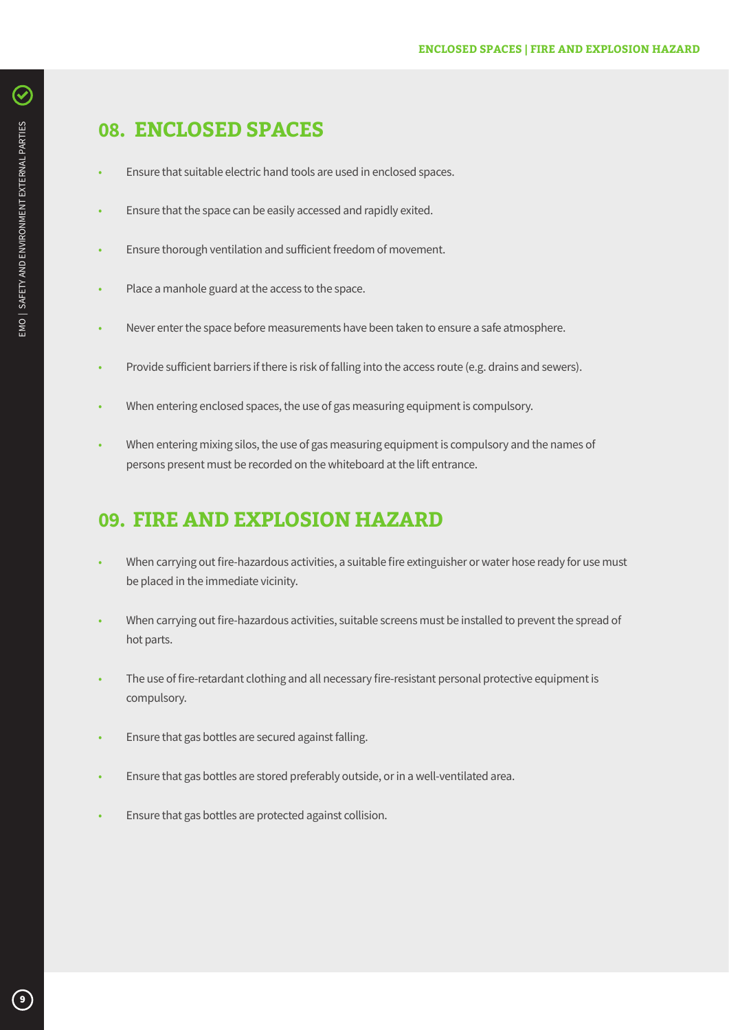## 08. ENCLOSED SPACES

- Ensure that suitable electric hand tools are used in enclosed spaces.
- Ensure that the space can be easily accessed and rapidly exited.
- Ensure thorough ventilation and sufficient freedom of movement.
- Place a manhole guard at the access to the space.
- Never enter the space before measurements have been taken to ensure a safe atmosphere.
- Provide sufficient barriers if there is risk of falling into the access route (e.g. drains and sewers).
- When entering enclosed spaces, the use of gas measuring equipment is compulsory.
- When entering mixing silos, the use of gas measuring equipment is compulsory and the names of persons present must be recorded on the whiteboard at the lift entrance.

## 09. FIRE AND EXPLOSION HAZARD

- When carrying out fire-hazardous activities, a suitable fire extinguisher or water hose ready for use must be placed in the immediate vicinity.
- When carrying out fire-hazardous activities, suitable screens must be installed to prevent the spread of hot parts.
- The use of fire-retardant clothing and all necessary fire-resistant personal protective equipment is compulsory.
- Ensure that gas bottles are secured against falling.
- Ensure that gas bottles are stored preferably outside, or in a well-ventilated area.
- Ensure that gas bottles are protected against collision.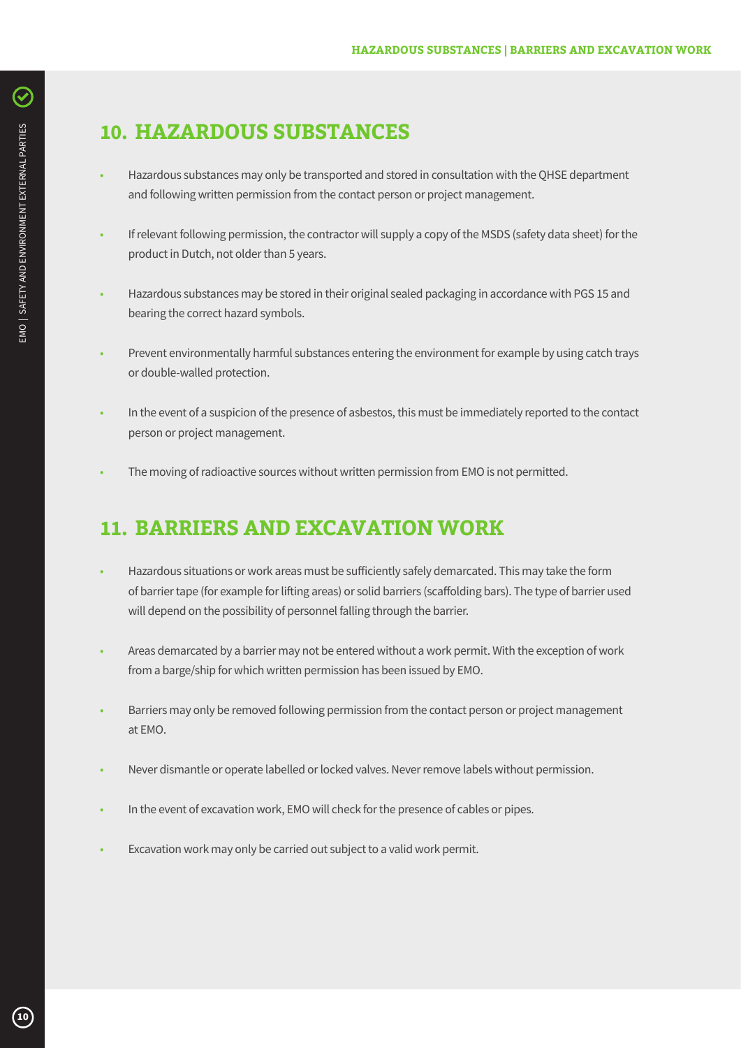## 10. HAZARDOUS SUBSTANCES

- Hazardous substances may only be transported and stored in consultation with the QHSE department and following written permission from the contact person or project management.
- If relevant following permission, the contractor will supply a copy of the MSDS (safety data sheet) for the product in Dutch, not older than 5 years.
- Hazardous substances may be stored in their original sealed packaging in accordance with PGS 15 and bearing the correct hazard symbols.
- Prevent environmentally harmful substances entering the environment for example by using catch trays or double-walled protection.
- In the event of a suspicion of the presence of asbestos, this must be immediately reported to the contact person or project management.
- The moving of radioactive sources without written permission from EMO is not permitted.

## 11. BARRIERS AND EXCAVATION WORK

- Hazardous situations or work areas must be sufficiently safely demarcated. This may take the form of barrier tape (for example for lifting areas) or solid barriers (scaffolding bars). The type of barrier used will depend on the possibility of personnel falling through the barrier.
- Areas demarcated by a barrier may not be entered without a work permit. With the exception of work from a barge/ship for which written permission has been issued by EMO.
- Barriers may only be removed following permission from the contact person or project management at EMO.
- Never dismantle or operate labelled or locked valves. Never remove labels without permission.
- In the event of excavation work, EMO will check for the presence of cables or pipes.
- Excavation work may only be carried out subject to a valid work permit.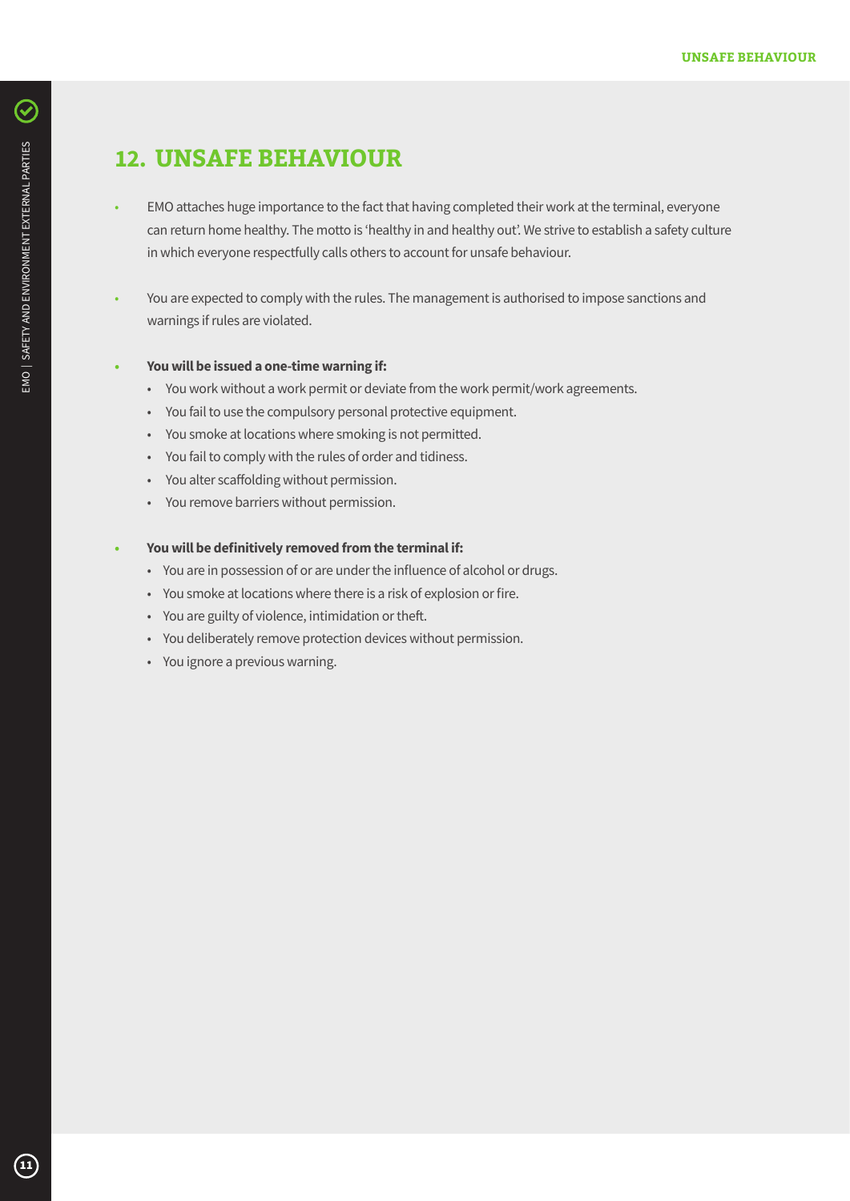## 12. UNSAFE BEHAVIOUR

- EMO attaches huge importance to the fact that having completed their work at the terminal, everyone can return home healthy. The motto is 'healthy in and healthy out'. We strive to establish a safety culture in which everyone respectfully calls others to account for unsafe behaviour.

- You are expected to comply with the rules. The management is authorised to impose sanctions and warnings if rules are violated.

- **You will be issued a one-time warning if:**
  - You work without a work permit or deviate from the work permit/work agreements.
  - You fail to use the compulsory personal protective equipment.
  - You smoke at locations where smoking is not permitted.
  - You fail to comply with the rules of order and tidiness.
  - You alter scaffolding without permission.
  - You remove barriers without permission.

- **You will be definitively removed from the terminal if:**
  - You are in possession of or are under the influence of alcohol or drugs.
  - You smoke at locations where there is a risk of explosion or fire.
  - You are guilty of violence, intimidation or theft.
  - You deliberately remove protection devices without permission.
  - You ignore a previous warning.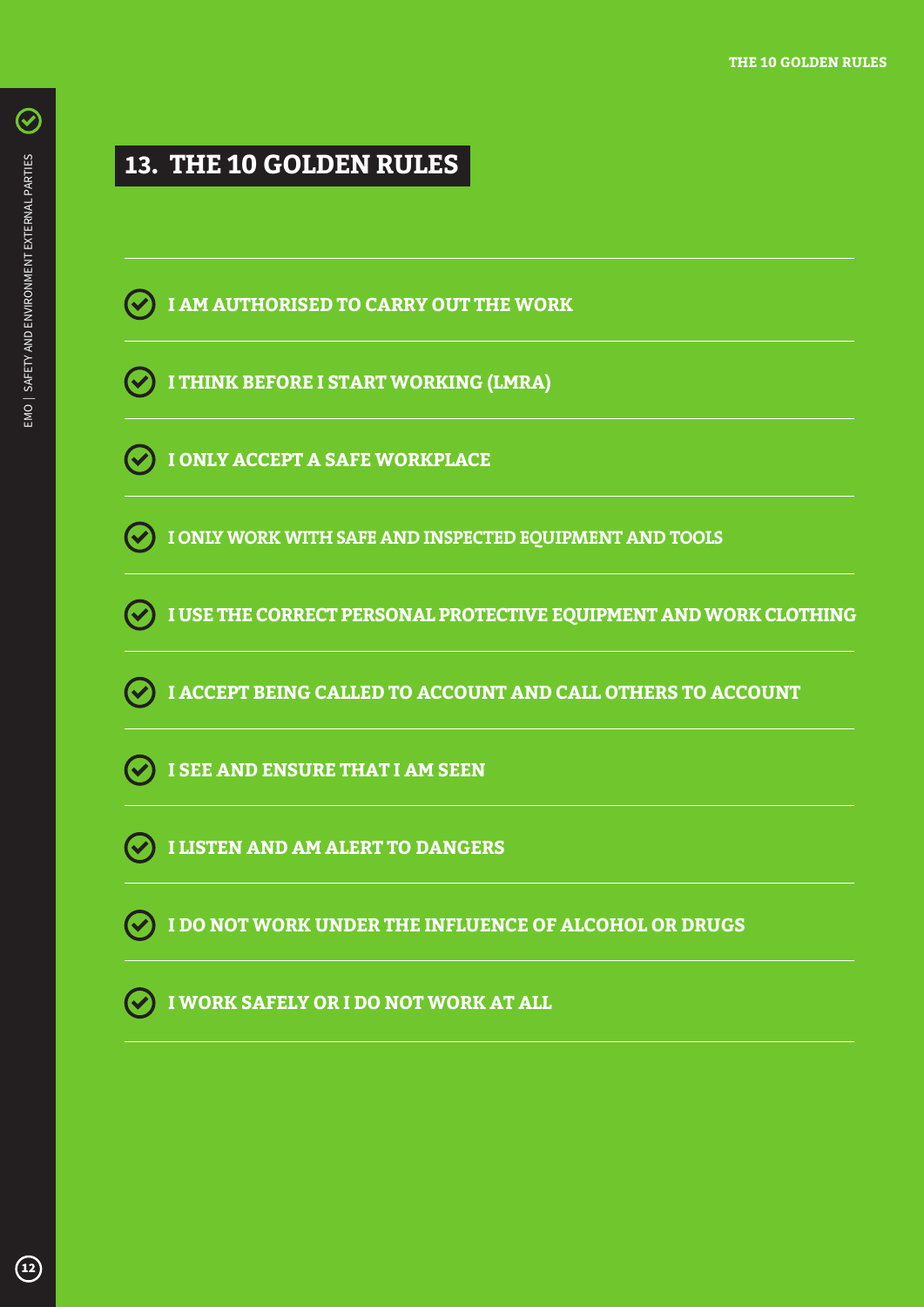## 13. THE 10 GOLDEN RULES

- I AM AUTHORISED TO CARRY OUT THE WORK
- I THINK BEFORE I START WORKING (LMRA)
- I ONLY ACCEPT A SAFE WORKPLACE
- I ONLY WORK WITH SAFE AND INSPECTED EQUIPMENT AND TOOLS
- I USE THE CORRECT PERSONAL PROTECTIVE EQUIPMENT AND WORK CLOTHING
- I ACCEPT BEING CALLED TO ACCOUNT AND CALL OTHERS TO ACCOUNT
- I SEE AND ENSURE THAT I AM SEEN
- I LISTEN AND AM ALERT TO DANGERS
- I DO NOT WORK UNDER THE INFLUENCE OF ALCOHOL OR DRUGS
- I WORK SAFELY OR I DO NOT WORK AT ALL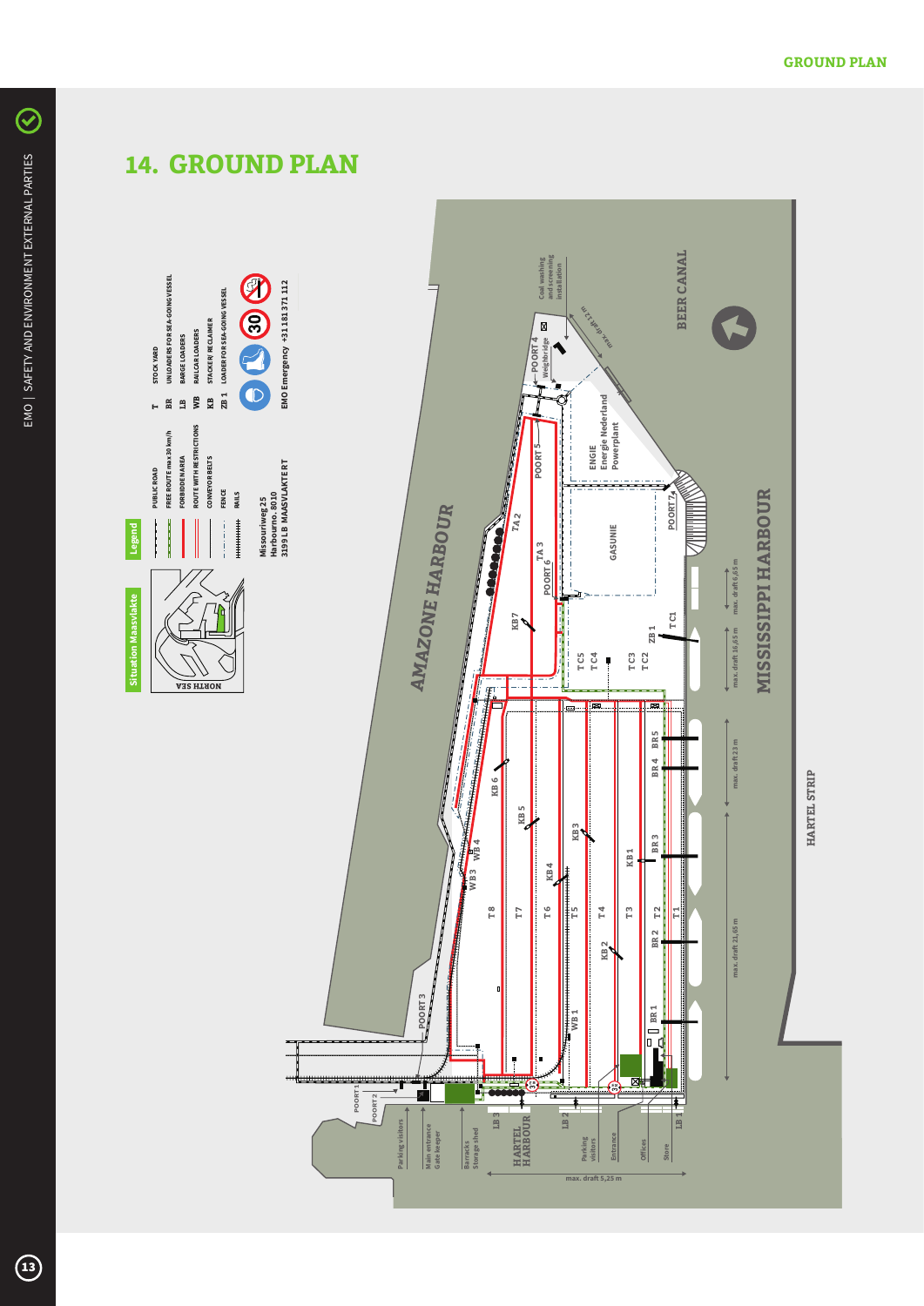# 14. GROUND PLAN

Situation Maasvlakte

NORTH SEA

**Legend**

PUBLIC ROAD
FREE ROUTE max 30 km/h
FORBIDDEN AREA
ROUTE WITH RESTRICTIONS
CONVEYOR BELTS
FENCE
RAILS

T STOCK YARD
BR UNLOADERS FOR SEA-GOING VESSEL
LB BARGE LOADERS
WB RAILCAR LOADERS
KB STACKER/ RECLAIMER
ZB 1 LOADER FOR SEA-GOING VESSEL

Missouriweg 25
Harbourno. 8010
3199 LB MAASVLAKTE RT

EMO Emergency +31 181 371 112

AMAZONE HARBOUR

BEER CANAL

MISSISSIPPI HARBOUR

HARTEL STRIP

HARTEL HARBOUR

Coal washing and screening installation

max. draft 12 m

POORT 4 Weighbridge

POORT 5

POORT 6

POORT 7

POORT 3

POORT 1

POORT 2

ENGIE Energie Nederland Powerplant

GASUNIE

TA 2

TA 3

TC 1
TC 2
TC 3
TC 4
TC 5

ZB 1

KB 7
KB 6
KB 5
KB 4
KB 3
KB 2
KB 1

WB 1
WB 3
WB 4

T 1
T 2
T 3
T 4
T 5
T 6
T 7
T 8

BR 1
BR 2
BR 3
BR 4
BR 5

LB 1
LB 2
LB 3

max. draft 6,65 m
max. draft 16,65 m
max. draft 23 m
max. draft 21,65 m
max. draft 5,25 m

Parking visitors

Main entrance Gate keeper

Barracks Storage shed

Parking visitors

Entrance

Offices

Store